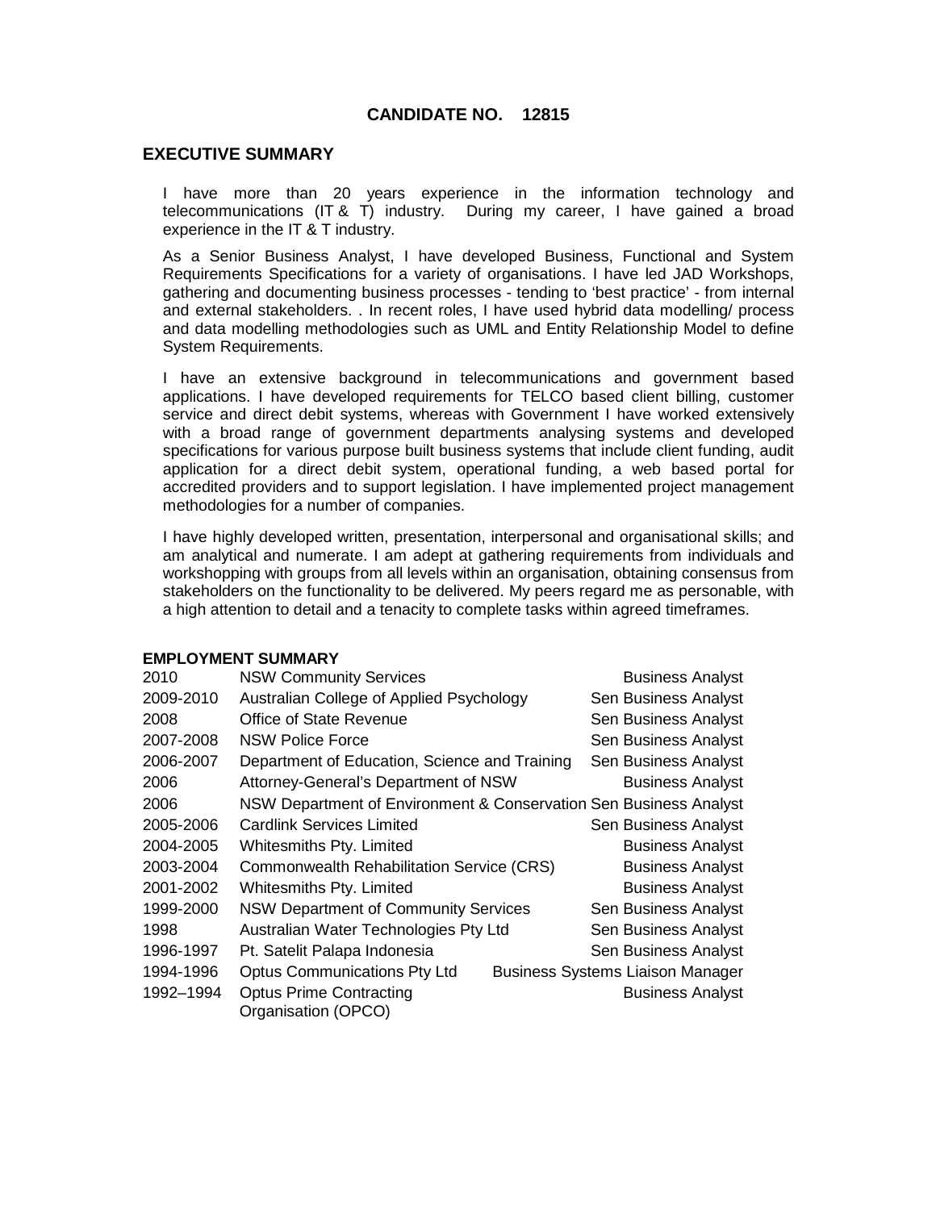**CANDIDATE NO. 12815**

## EXECUTIVE SUMMARY

I have more than 20 years experience in the information technology and telecommunications (IT & T) industry. During my career, I have gained a broad experience in the IT & T industry.

As a Senior Business Analyst, I have developed Business, Functional and System Requirements Specifications for a variety of organisations. I have led JAD Workshops, gathering and documenting business processes - tending to 'best practice' - from internal and external stakeholders. . In recent roles, I have used hybrid data modelling/ process and data modelling methodologies such as UML and Entity Relationship Model to define System Requirements.

I have an extensive background in telecommunications and government based applications. I have developed requirements for TELCO based client billing, customer service and direct debit systems, whereas with Government I have worked extensively with a broad range of government departments analysing systems and developed specifications for various purpose built business systems that include client funding, audit application for a direct debit system, operational funding, a web based portal for accredited providers and to support legislation. I have implemented project management methodologies for a number of companies.

I have highly developed written, presentation, interpersonal and organisational skills; and am analytical and numerate. I am adept at gathering requirements from individuals and workshopping with groups from all levels within an organisation, obtaining consensus from stakeholders on the functionality to be delivered. My peers regard me as personable, with a high attention to detail and a tenacity to complete tasks within agreed timeframes.

**EMPLOYMENT SUMMARY**

| | | |
|---|---|---|
| 2010 | NSW Community Services | Business Analyst |
| 2009-2010 | Australian College of Applied Psychology | Sen Business Analyst |
| 2008 | Office of State Revenue | Sen Business Analyst |
| 2007-2008 | NSW Police Force | Sen Business Analyst |
| 2006-2007 | Department of Education, Science and Training | Sen Business Analyst |
| 2006 | Attorney-General's Department of NSW | Business Analyst |
| 2006 | NSW Department of Environment & Conservation | Sen Business Analyst |
| 2005-2006 | Cardlink Services Limited | Sen Business Analyst |
| 2004-2005 | Whitesmiths Pty. Limited | Business Analyst |
| 2003-2004 | Commonwealth Rehabilitation Service (CRS) | Business Analyst |
| 2001-2002 | Whitesmiths Pty. Limited | Business Analyst |
| 1999-2000 | NSW Department of Community Services | Sen Business Analyst |
| 1998 | Australian Water Technologies Pty Ltd | Sen Business Analyst |
| 1996-1997 | Pt. Satelit Palapa Indonesia | Sen Business Analyst |
| 1994-1996 | Optus Communications Pty Ltd | Business Systems Liaison Manager |
| 1992–1994 | Optus Prime Contracting Organisation (OPCO) | Business Analyst |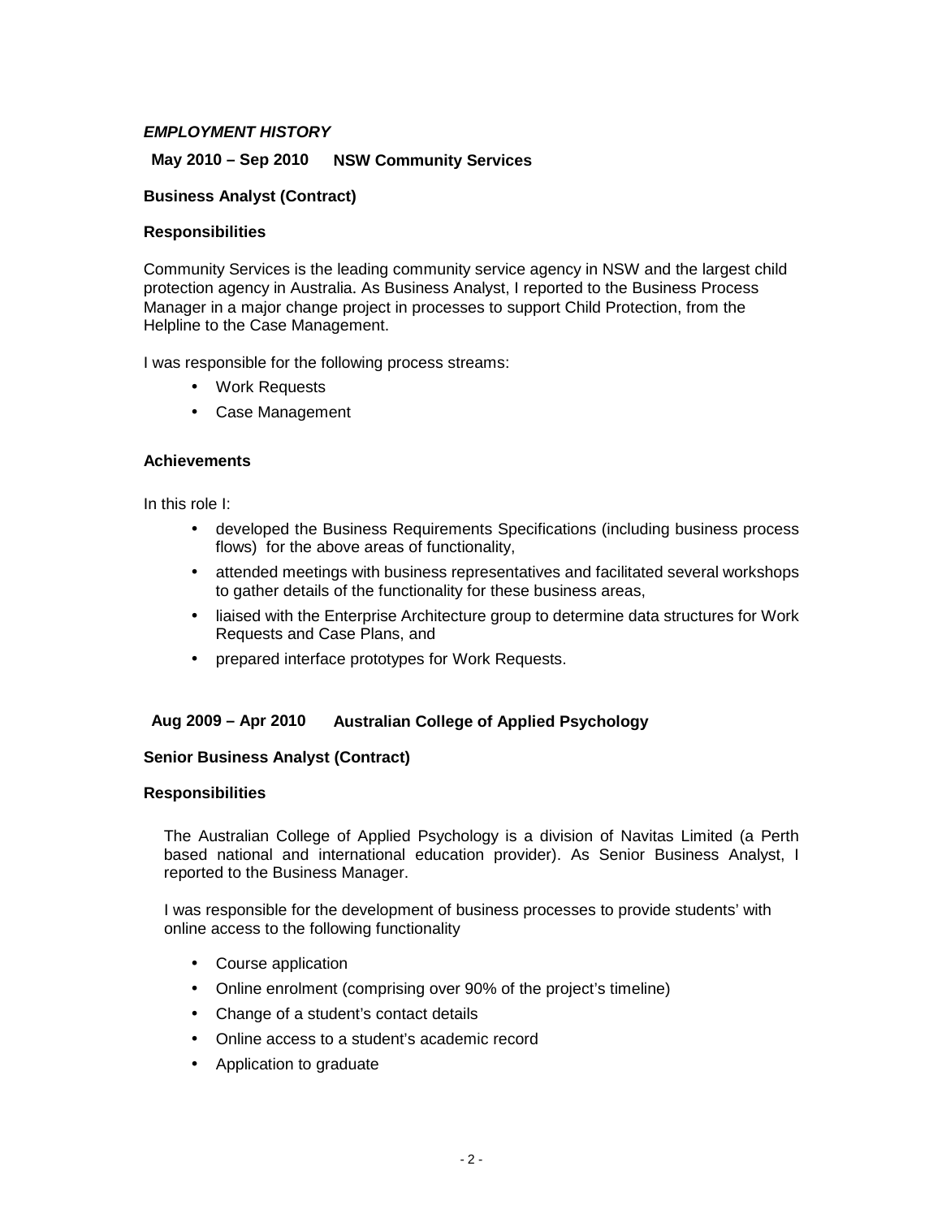***EMPLOYMENT HISTORY***

**May 2010 – Sep 2010 NSW Community Services**

**Business Analyst (Contract)**

**Responsibilities**

Community Services is the leading community service agency in NSW and the largest child protection agency in Australia. As Business Analyst, I reported to the Business Process Manager in a major change project in processes to support Child Protection, from the Helpline to the Case Management.

I was responsible for the following process streams:

- Work Requests
- Case Management

**Achievements**

In this role I:

- developed the Business Requirements Specifications (including business process flows) for the above areas of functionality,
- attended meetings with business representatives and facilitated several workshops to gather details of the functionality for these business areas,
- liaised with the Enterprise Architecture group to determine data structures for Work Requests and Case Plans, and
- prepared interface prototypes for Work Requests.

**Aug 2009 – Apr 2010 Australian College of Applied Psychology**

**Senior Business Analyst (Contract)**

**Responsibilities**

The Australian College of Applied Psychology is a division of Navitas Limited (a Perth based national and international education provider). As Senior Business Analyst, I reported to the Business Manager.

I was responsible for the development of business processes to provide students' with online access to the following functionality

- Course application
- Online enrolment (comprising over 90% of the project's timeline)
- Change of a student's contact details
- Online access to a student's academic record
- Application to graduate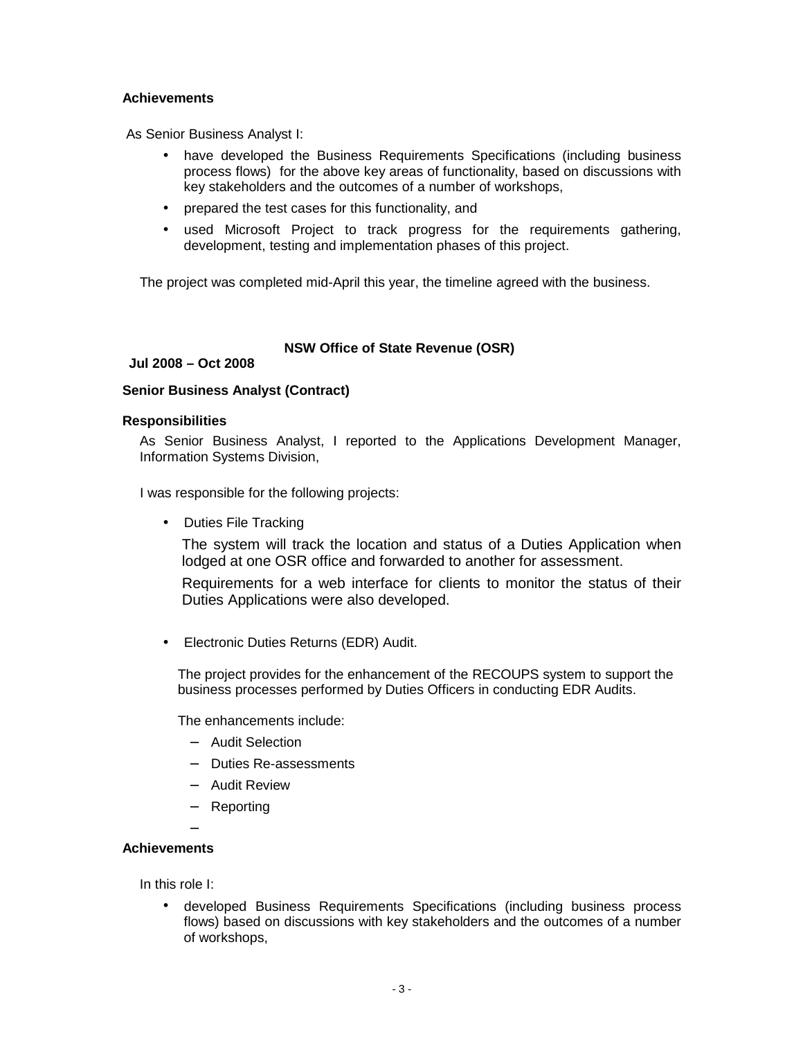**Achievements**

As Senior Business Analyst I:

- have developed the Business Requirements Specifications (including business process flows) for the above key areas of functionality, based on discussions with key stakeholders and the outcomes of a number of workshops,
- prepared the test cases for this functionality, and
- used Microsoft Project to track progress for the requirements gathering, development, testing and implementation phases of this project.

The project was completed mid-April this year, the timeline agreed with the business.

**NSW Office of State Revenue (OSR)**

**Jul 2008 – Oct 2008**

**Senior Business Analyst (Contract)**

**Responsibilities**

As Senior Business Analyst, I reported to the Applications Development Manager, Information Systems Division,

I was responsible for the following projects:

- Duties File Tracking

  The system will track the location and status of a Duties Application when lodged at one OSR office and forwarded to another for assessment.

  Requirements for a web interface for clients to monitor the status of their Duties Applications were also developed.

- Electronic Duties Returns (EDR) Audit.

  The project provides for the enhancement of the RECOUPS system to support the business processes performed by Duties Officers in conducting EDR Audits.

  The enhancements include:

  - Audit Selection
  - Duties Re-assessments
  - Audit Review
  - Reporting

**Achievements**

In this role I:

- developed Business Requirements Specifications (including business process flows) based on discussions with key stakeholders and the outcomes of a number of workshops,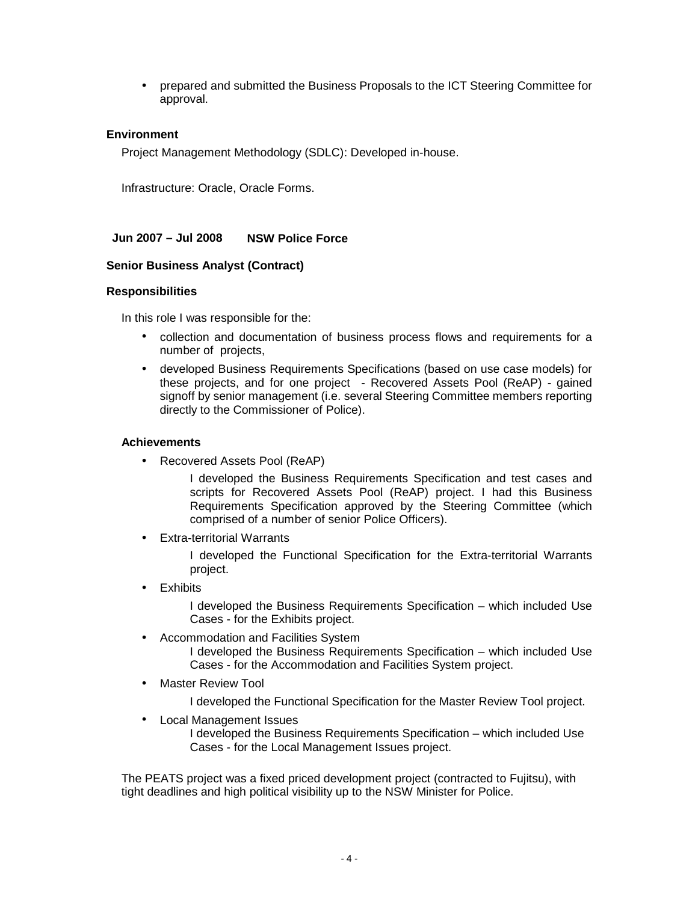- prepared and submitted the Business Proposals to the ICT Steering Committee for approval.

**Environment**

Project Management Methodology (SDLC): Developed in-house.

Infrastructure: Oracle, Oracle Forms.

**Jun 2007 – Jul 2008 NSW Police Force**

**Senior Business Analyst (Contract)**

**Responsibilities**

In this role I was responsible for the:

- collection and documentation of business process flows and requirements for a number of projects,
- developed Business Requirements Specifications (based on use case models) for these projects, and for one project - Recovered Assets Pool (ReAP) - gained signoff by senior management (i.e. several Steering Committee members reporting directly to the Commissioner of Police).

**Achievements**

- Recovered Assets Pool (ReAP)

  I developed the Business Requirements Specification and test cases and scripts for Recovered Assets Pool (ReAP) project. I had this Business Requirements Specification approved by the Steering Committee (which comprised of a number of senior Police Officers).

- Extra-territorial Warrants

  I developed the Functional Specification for the Extra-territorial Warrants project.

- Exhibits

  I developed the Business Requirements Specification – which included Use Cases - for the Exhibits project.

- Accommodation and Facilities System

  I developed the Business Requirements Specification – which included Use Cases - for the Accommodation and Facilities System project.

- Master Review Tool

  I developed the Functional Specification for the Master Review Tool project.

- Local Management Issues

  I developed the Business Requirements Specification – which included Use Cases - for the Local Management Issues project.

The PEATS project was a fixed priced development project (contracted to Fujitsu), with tight deadlines and high political visibility up to the NSW Minister for Police.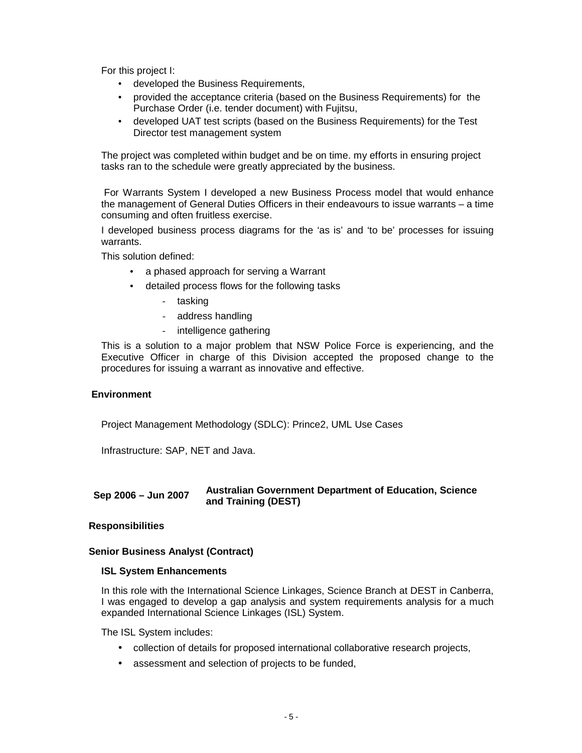For this project I:

- developed the Business Requirements,
- provided the acceptance criteria (based on the Business Requirements) for the Purchase Order (i.e. tender document) with Fujitsu,
- developed UAT test scripts (based on the Business Requirements) for the Test Director test management system

The project was completed within budget and be on time. my efforts in ensuring project tasks ran to the schedule were greatly appreciated by the business.

For Warrants System I developed a new Business Process model that would enhance the management of General Duties Officers in their endeavours to issue warrants – a time consuming and often fruitless exercise.

I developed business process diagrams for the 'as is' and 'to be' processes for issuing warrants.

This solution defined:

- a phased approach for serving a Warrant
- detailed process flows for the following tasks
    - tasking
    - address handling
    - intelligence gathering

This is a solution to a major problem that NSW Police Force is experiencing, and the Executive Officer in charge of this Division accepted the proposed change to the procedures for issuing a warrant as innovative and effective.

**Environment**

Project Management Methodology (SDLC): Prince2, UML Use Cases

Infrastructure: SAP, NET and Java.

**Sep 2006 – Jun 2007** **Australian Government Department of Education, Science and Training (DEST)**

**Responsibilities**

**Senior Business Analyst (Contract)**

**ISL System Enhancements**

In this role with the International Science Linkages, Science Branch at DEST in Canberra, I was engaged to develop a gap analysis and system requirements analysis for a much expanded International Science Linkages (ISL) System.

The ISL System includes:

- collection of details for proposed international collaborative research projects,
- assessment and selection of projects to be funded,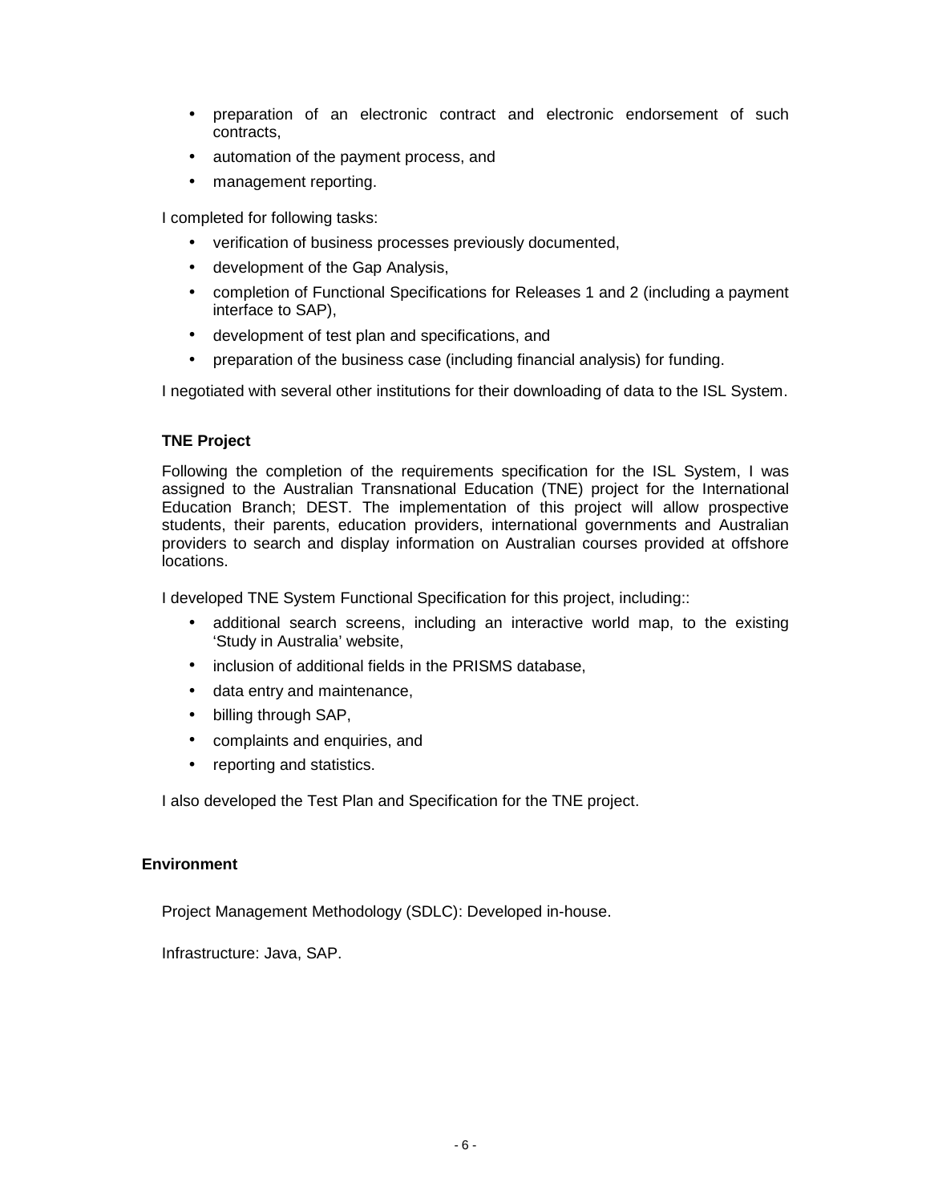- preparation of an electronic contract and electronic endorsement of such contracts,
- automation of the payment process, and
- management reporting.

I completed for following tasks:

- verification of business processes previously documented,
- development of the Gap Analysis,
- completion of Functional Specifications for Releases 1 and 2 (including a payment interface to SAP),
- development of test plan and specifications, and
- preparation of the business case (including financial analysis) for funding.

I negotiated with several other institutions for their downloading of data to the ISL System.

**TNE Project**

Following the completion of the requirements specification for the ISL System, I was assigned to the Australian Transnational Education (TNE) project for the International Education Branch; DEST. The implementation of this project will allow prospective students, their parents, education providers, international governments and Australian providers to search and display information on Australian courses provided at offshore locations.

I developed TNE System Functional Specification for this project, including::

- additional search screens, including an interactive world map, to the existing 'Study in Australia' website,
- inclusion of additional fields in the PRISMS database,
- data entry and maintenance,
- billing through SAP,
- complaints and enquiries, and
- reporting and statistics.

I also developed the Test Plan and Specification for the TNE project.

**Environment**

Project Management Methodology (SDLC): Developed in-house.

Infrastructure: Java, SAP.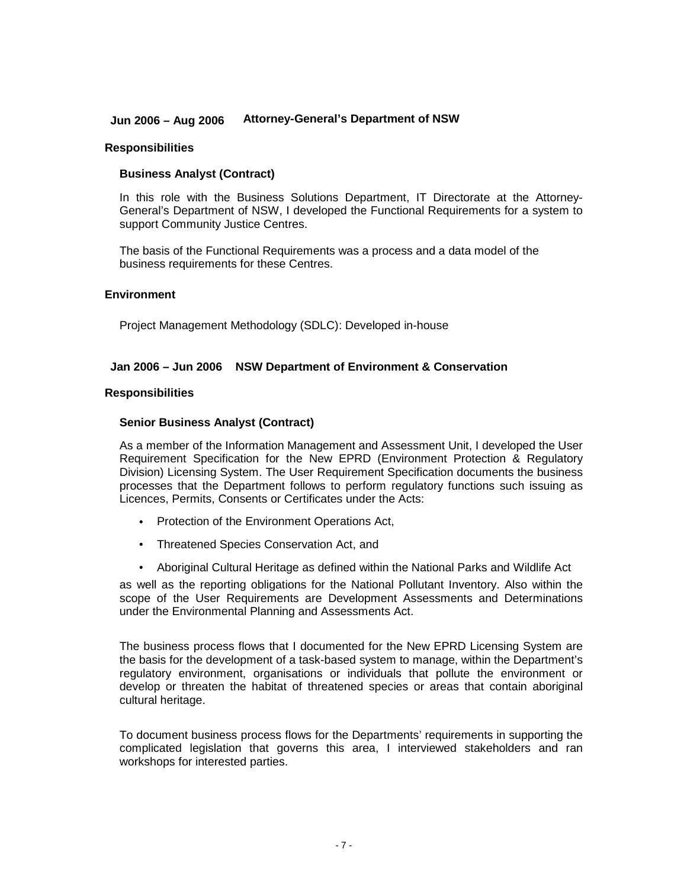**Jun 2006 – Aug 2006 Attorney-General's Department of NSW**

**Responsibilities**

**Business Analyst (Contract)**

In this role with the Business Solutions Department, IT Directorate at the Attorney-General's Department of NSW, I developed the Functional Requirements for a system to support Community Justice Centres.

The basis of the Functional Requirements was a process and a data model of the business requirements for these Centres.

**Environment**

Project Management Methodology (SDLC): Developed in-house

**Jan 2006 – Jun 2006 NSW Department of Environment & Conservation**

**Responsibilities**

**Senior Business Analyst (Contract)**

As a member of the Information Management and Assessment Unit, I developed the User Requirement Specification for the New EPRD (Environment Protection & Regulatory Division) Licensing System. The User Requirement Specification documents the business processes that the Department follows to perform regulatory functions such issuing as Licences, Permits, Consents or Certificates under the Acts:

- Protection of the Environment Operations Act,
- Threatened Species Conservation Act, and
- Aboriginal Cultural Heritage as defined within the National Parks and Wildlife Act

as well as the reporting obligations for the National Pollutant Inventory. Also within the scope of the User Requirements are Development Assessments and Determinations under the Environmental Planning and Assessments Act.

The business process flows that I documented for the New EPRD Licensing System are the basis for the development of a task-based system to manage, within the Department's regulatory environment, organisations or individuals that pollute the environment or develop or threaten the habitat of threatened species or areas that contain aboriginal cultural heritage.

To document business process flows for the Departments' requirements in supporting the complicated legislation that governs this area, I interviewed stakeholders and ran workshops for interested parties.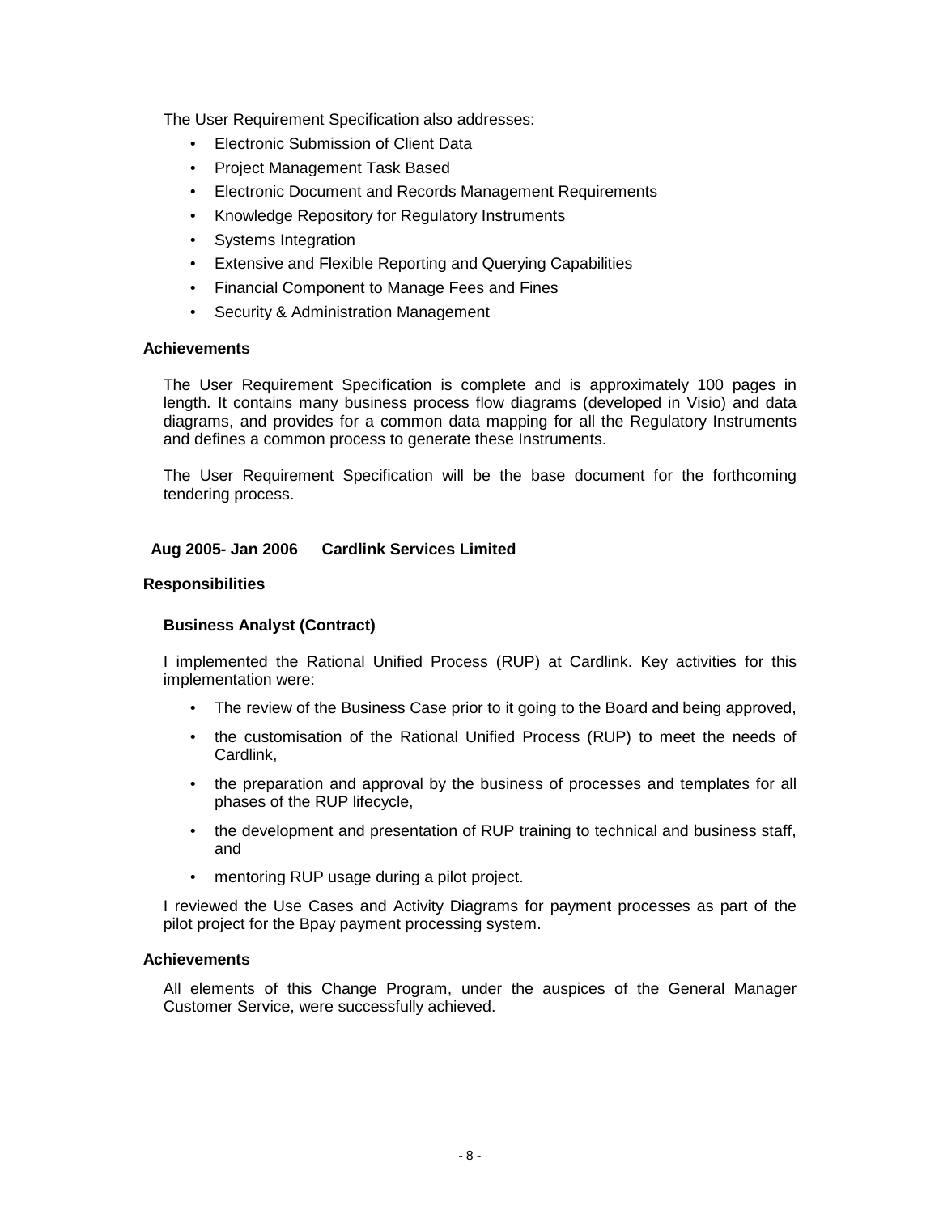The User Requirement Specification also addresses:

- Electronic Submission of Client Data
- Project Management Task Based
- Electronic Document and Records Management Requirements
- Knowledge Repository for Regulatory Instruments
- Systems Integration
- Extensive and Flexible Reporting and Querying Capabilities
- Financial Component to Manage Fees and Fines
- Security & Administration Management

**Achievements**

The User Requirement Specification is complete and is approximately 100 pages in length. It contains many business process flow diagrams (developed in Visio) and data diagrams, and provides for a common data mapping for all the Regulatory Instruments and defines a common process to generate these Instruments.

The User Requirement Specification will be the base document for the forthcoming tendering process.

**Aug 2005- Jan 2006 Cardlink Services Limited**

**Responsibilities**

**Business Analyst (Contract)**

I implemented the Rational Unified Process (RUP) at Cardlink. Key activities for this implementation were:

- The review of the Business Case prior to it going to the Board and being approved,
- the customisation of the Rational Unified Process (RUP) to meet the needs of Cardlink,
- the preparation and approval by the business of processes and templates for all phases of the RUP lifecycle,
- the development and presentation of RUP training to technical and business staff, and
- mentoring RUP usage during a pilot project.

I reviewed the Use Cases and Activity Diagrams for payment processes as part of the pilot project for the Bpay payment processing system.

**Achievements**

All elements of this Change Program, under the auspices of the General Manager Customer Service, were successfully achieved.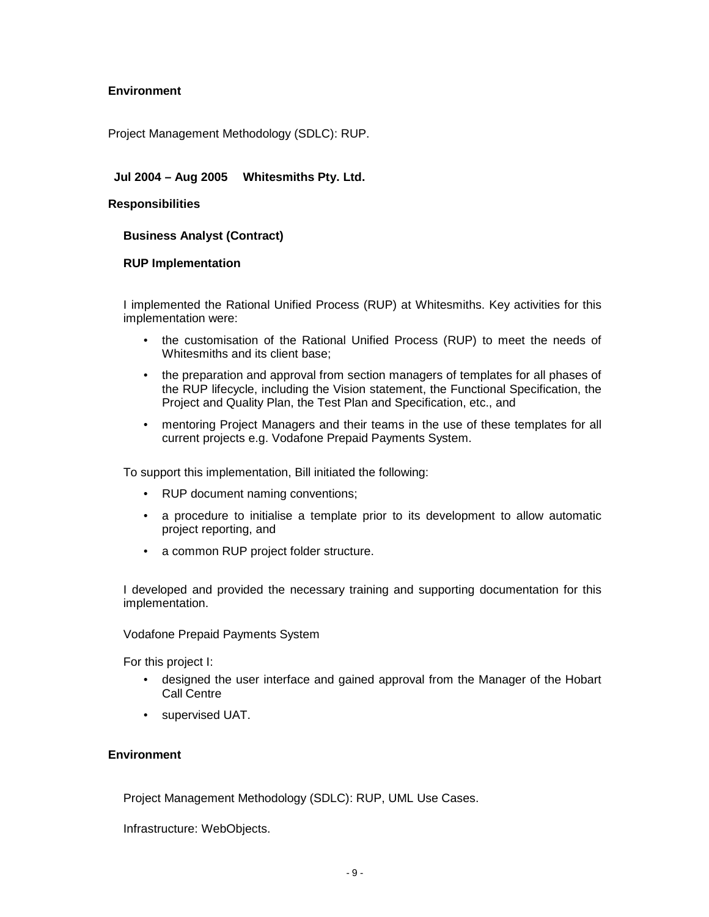**Environment**

Project Management Methodology (SDLC): RUP.

**Jul 2004 – Aug 2005 Whitesmiths Pty. Ltd.**

**Responsibilities**

**Business Analyst (Contract)**

**RUP Implementation**

I implemented the Rational Unified Process (RUP) at Whitesmiths. Key activities for this implementation were:

- the customisation of the Rational Unified Process (RUP) to meet the needs of Whitesmiths and its client base;
- the preparation and approval from section managers of templates for all phases of the RUP lifecycle, including the Vision statement, the Functional Specification, the Project and Quality Plan, the Test Plan and Specification, etc., and
- mentoring Project Managers and their teams in the use of these templates for all current projects e.g. Vodafone Prepaid Payments System.

To support this implementation, Bill initiated the following:

- RUP document naming conventions;
- a procedure to initialise a template prior to its development to allow automatic project reporting, and
- a common RUP project folder structure.

I developed and provided the necessary training and supporting documentation for this implementation.

Vodafone Prepaid Payments System

For this project I:

- designed the user interface and gained approval from the Manager of the Hobart Call Centre
- supervised UAT.

**Environment**

Project Management Methodology (SDLC): RUP, UML Use Cases.

Infrastructure: WebObjects.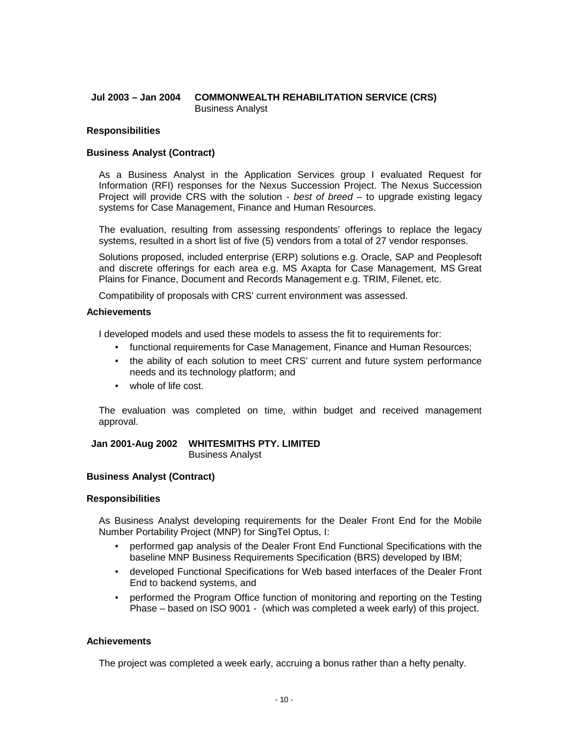**Jul 2003 – Jan 2004 COMMONWEALTH REHABILITATION SERVICE (CRS)**
Business Analyst

**Responsibilities**

**Business Analyst (Contract)**

As a Business Analyst in the Application Services group I evaluated Request for Information (RFI) responses for the Nexus Succession Project. The Nexus Succession Project will provide CRS with the solution - *best of breed* – to upgrade existing legacy systems for Case Management, Finance and Human Resources.

The evaluation, resulting from assessing respondents' offerings to replace the legacy systems, resulted in a short list of five (5) vendors from a total of 27 vendor responses.

Solutions proposed, included enterprise (ERP) solutions e.g. Oracle, SAP and Peoplesoft and discrete offerings for each area e.g. MS Axapta for Case Management, MS Great Plains for Finance, Document and Records Management e.g. TRIM, Filenet, etc.

Compatibility of proposals with CRS' current environment was assessed.

**Achievements**

I developed models and used these models to assess the fit to requirements for:

- functional requirements for Case Management, Finance and Human Resources;
- the ability of each solution to meet CRS' current and future system performance needs and its technology platform; and
- whole of life cost.

The evaluation was completed on time, within budget and received management approval.

**Jan 2001-Aug 2002 WHITESMITHS PTY. LIMITED**
Business Analyst

**Business Analyst (Contract)**

**Responsibilities**

As Business Analyst developing requirements for the Dealer Front End for the Mobile Number Portability Project (MNP) for SingTel Optus, I:

- performed gap analysis of the Dealer Front End Functional Specifications with the baseline MNP Business Requirements Specification (BRS) developed by IBM;
- developed Functional Specifications for Web based interfaces of the Dealer Front End to backend systems, and
- performed the Program Office function of monitoring and reporting on the Testing Phase – based on ISO 9001 - (which was completed a week early) of this project.

**Achievements**

The project was completed a week early, accruing a bonus rather than a hefty penalty.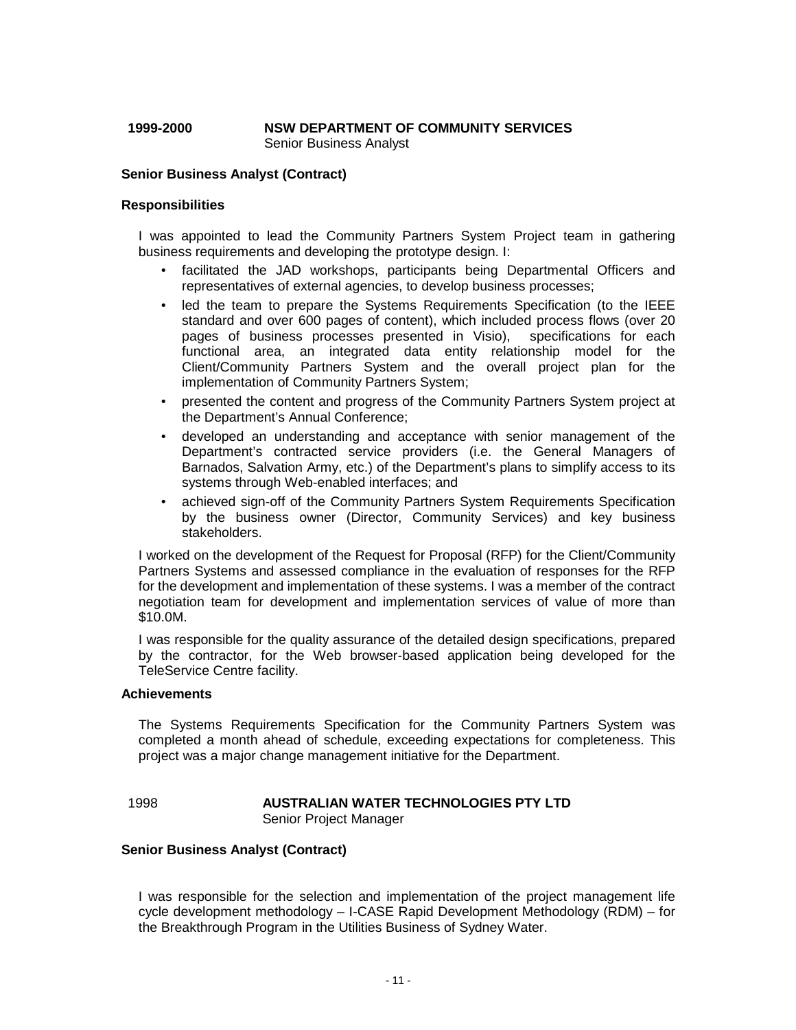**1999-2000** **NSW DEPARTMENT OF COMMUNITY SERVICES**
Senior Business Analyst

**Senior Business Analyst (Contract)**

**Responsibilities**

I was appointed to lead the Community Partners System Project team in gathering business requirements and developing the prototype design. I:

- facilitated the JAD workshops, participants being Departmental Officers and representatives of external agencies, to develop business processes;
- led the team to prepare the Systems Requirements Specification (to the IEEE standard and over 600 pages of content), which included process flows (over 20 pages of business processes presented in Visio), specifications for each functional area, an integrated data entity relationship model for the Client/Community Partners System and the overall project plan for the implementation of Community Partners System;
- presented the content and progress of the Community Partners System project at the Department's Annual Conference;
- developed an understanding and acceptance with senior management of the Department's contracted service providers (i.e. the General Managers of Barnados, Salvation Army, etc.) of the Department's plans to simplify access to its systems through Web-enabled interfaces; and
- achieved sign-off of the Community Partners System Requirements Specification by the business owner (Director, Community Services) and key business stakeholders.

I worked on the development of the Request for Proposal (RFP) for the Client/Community Partners Systems and assessed compliance in the evaluation of responses for the RFP for the development and implementation of these systems. I was a member of the contract negotiation team for development and implementation services of value of more than $10.0M.

I was responsible for the quality assurance of the detailed design specifications, prepared by the contractor, for the Web browser-based application being developed for the TeleService Centre facility.

**Achievements**

The Systems Requirements Specification for the Community Partners System was completed a month ahead of schedule, exceeding expectations for completeness. This project was a major change management initiative for the Department.

1998 **AUSTRALIAN WATER TECHNOLOGIES PTY LTD**
Senior Project Manager

**Senior Business Analyst (Contract)**

I was responsible for the selection and implementation of the project management life cycle development methodology – I-CASE Rapid Development Methodology (RDM) – for the Breakthrough Program in the Utilities Business of Sydney Water.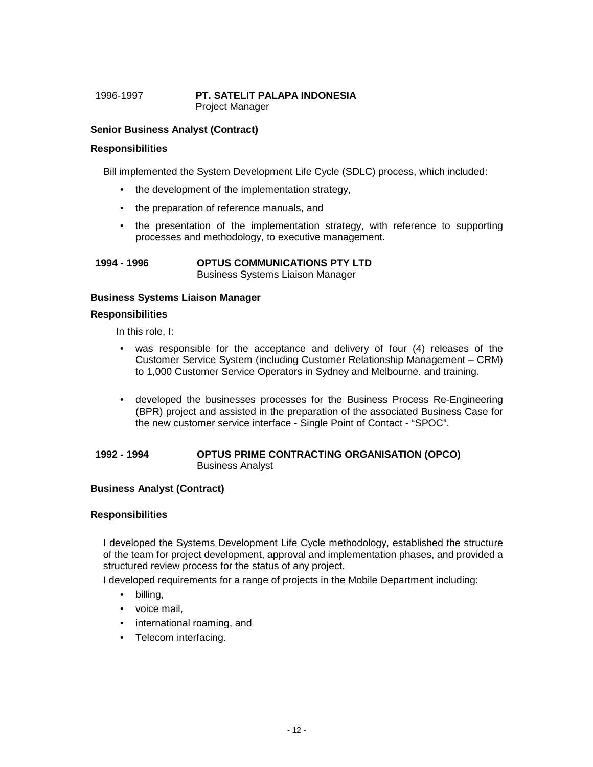1996-1997 **PT. SATELIT PALAPA INDONESIA**
Project Manager

**Senior Business Analyst (Contract)**

**Responsibilities**

Bill implemented the System Development Life Cycle (SDLC) process, which included:

- the development of the implementation strategy,
- the preparation of reference manuals, and
- the presentation of the implementation strategy, with reference to supporting processes and methodology, to executive management.

**1994 - 1996** **OPTUS COMMUNICATIONS PTY LTD**
Business Systems Liaison Manager

**Business Systems Liaison Manager**

**Responsibilities**

In this role, I:

- was responsible for the acceptance and delivery of four (4) releases of the Customer Service System (including Customer Relationship Management – CRM) to 1,000 Customer Service Operators in Sydney and Melbourne. and training.
- developed the businesses processes for the Business Process Re-Engineering (BPR) project and assisted in the preparation of the associated Business Case for the new customer service interface - Single Point of Contact - "SPOC".

**1992 - 1994** **OPTUS PRIME CONTRACTING ORGANISATION (OPCO)**
Business Analyst

**Business Analyst (Contract)**

**Responsibilities**

I developed the Systems Development Life Cycle methodology, established the structure of the team for project development, approval and implementation phases, and provided a structured review process for the status of any project.

I developed requirements for a range of projects in the Mobile Department including:

- billing,
- voice mail,
- international roaming, and
- Telecom interfacing.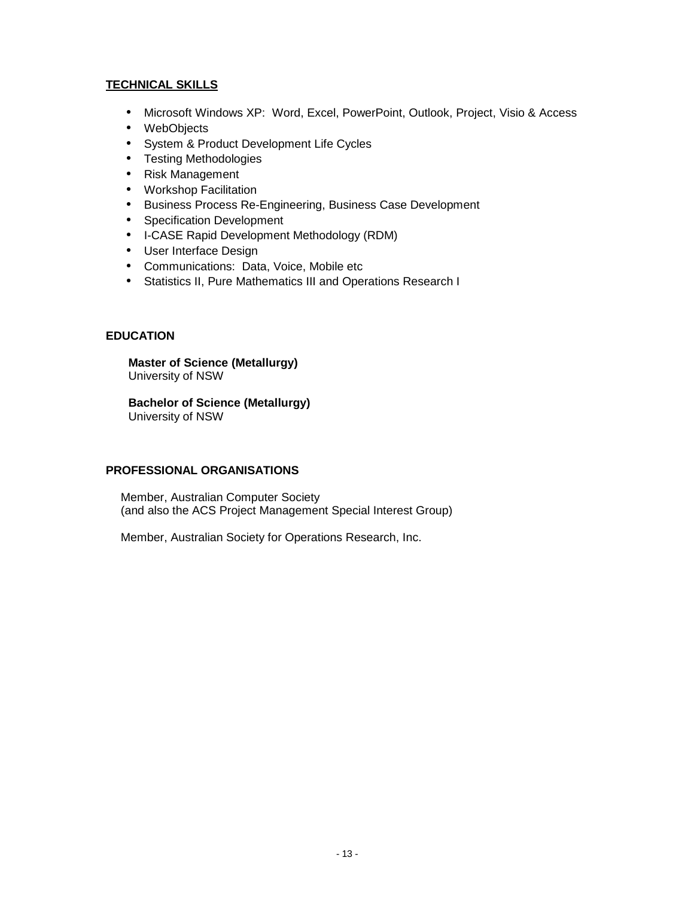## TECHNICAL SKILLS

- Microsoft Windows XP:  Word, Excel, PowerPoint, Outlook, Project, Visio & Access
- WebObjects
- System & Product Development Life Cycles
- Testing Methodologies
- Risk Management
- Workshop Facilitation
- Business Process Re-Engineering, Business Case Development
- Specification Development
- I-CASE Rapid Development Methodology (RDM)
- User Interface Design
- Communications:  Data, Voice, Mobile etc
- Statistics II, Pure Mathematics III and Operations Research I

## EDUCATION

**Master of Science (Metallurgy)**
University of NSW

**Bachelor of Science (Metallurgy)**
University of NSW

## PROFESSIONAL ORGANISATIONS

Member, Australian Computer Society
(and also the ACS Project Management Special Interest Group)

Member, Australian Society for Operations Research, Inc.